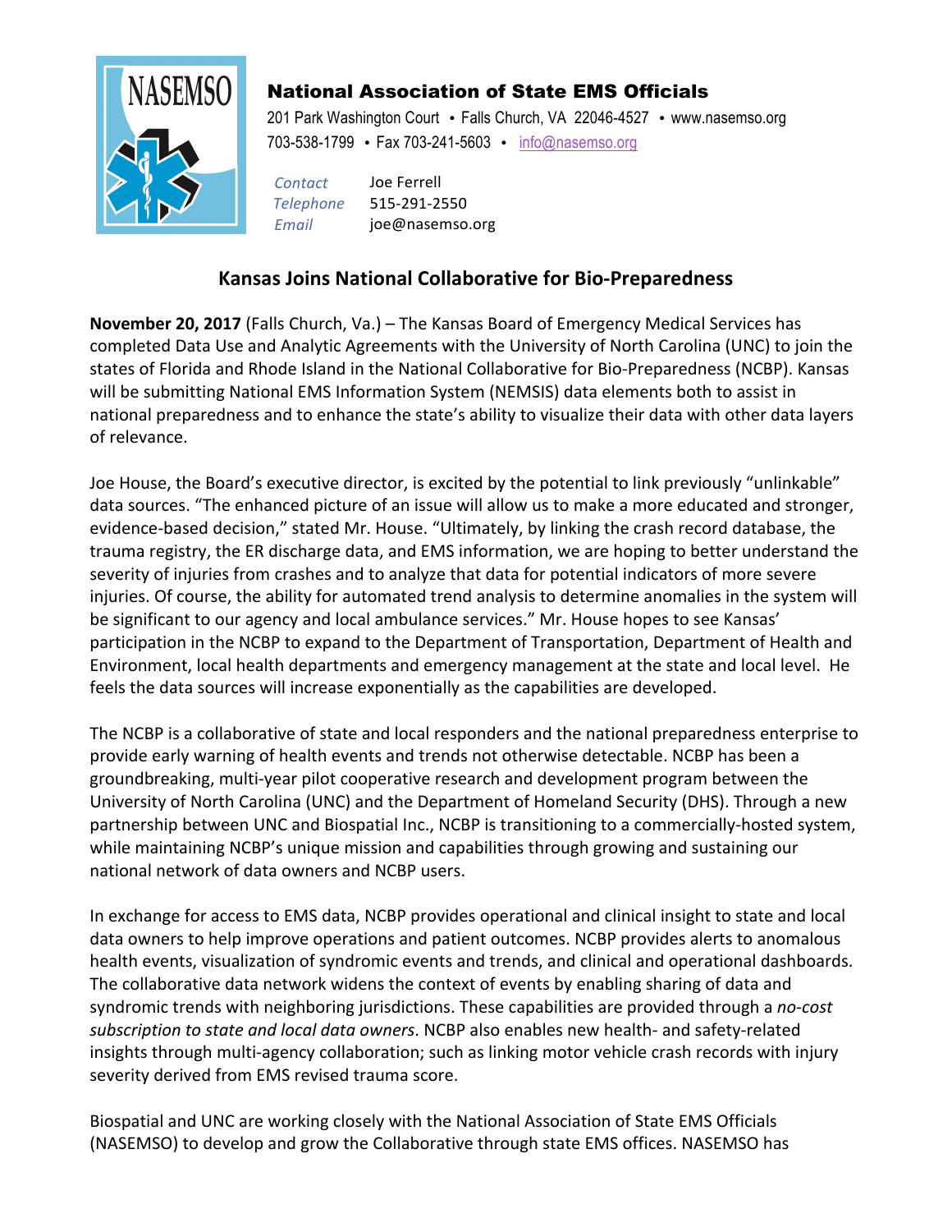**National Association of State EMS Officials**

201 Park Washington Court • Falls Church, VA 22046-4527 • www.nasemso.org
703-538-1799 • Fax 703-241-5603 • info@nasemso.org

*Contact* Joe Ferrell
*Telephone* 515-291-2550
*Email* joe@nasemso.org

## Kansas Joins National Collaborative for Bio-Preparedness

**November 20, 2017** (Falls Church, Va.) – The Kansas Board of Emergency Medical Services has completed Data Use and Analytic Agreements with the University of North Carolina (UNC) to join the states of Florida and Rhode Island in the National Collaborative for Bio-Preparedness (NCBP). Kansas will be submitting National EMS Information System (NEMSIS) data elements both to assist in national preparedness and to enhance the state's ability to visualize their data with other data layers of relevance.

Joe House, the Board's executive director, is excited by the potential to link previously "unlinkable" data sources. "The enhanced picture of an issue will allow us to make a more educated and stronger, evidence-based decision," stated Mr. House. "Ultimately, by linking the crash record database, the trauma registry, the ER discharge data, and EMS information, we are hoping to better understand the severity of injuries from crashes and to analyze that data for potential indicators of more severe injuries. Of course, the ability for automated trend analysis to determine anomalies in the system will be significant to our agency and local ambulance services." Mr. House hopes to see Kansas' participation in the NCBP to expand to the Department of Transportation, Department of Health and Environment, local health departments and emergency management at the state and local level. He feels the data sources will increase exponentially as the capabilities are developed.

The NCBP is a collaborative of state and local responders and the national preparedness enterprise to provide early warning of health events and trends not otherwise detectable. NCBP has been a groundbreaking, multi-year pilot cooperative research and development program between the University of North Carolina (UNC) and the Department of Homeland Security (DHS). Through a new partnership between UNC and Biospatial Inc., NCBP is transitioning to a commercially-hosted system, while maintaining NCBP's unique mission and capabilities through growing and sustaining our national network of data owners and NCBP users.

In exchange for access to EMS data, NCBP provides operational and clinical insight to state and local data owners to help improve operations and patient outcomes. NCBP provides alerts to anomalous health events, visualization of syndromic events and trends, and clinical and operational dashboards. The collaborative data network widens the context of events by enabling sharing of data and syndromic trends with neighboring jurisdictions. These capabilities are provided through a *no-cost subscription to state and local data owners*. NCBP also enables new health- and safety-related insights through multi-agency collaboration; such as linking motor vehicle crash records with injury severity derived from EMS revised trauma score.

Biospatial and UNC are working closely with the National Association of State EMS Officials (NASEMSO) to develop and grow the Collaborative through state EMS offices. NASEMSO has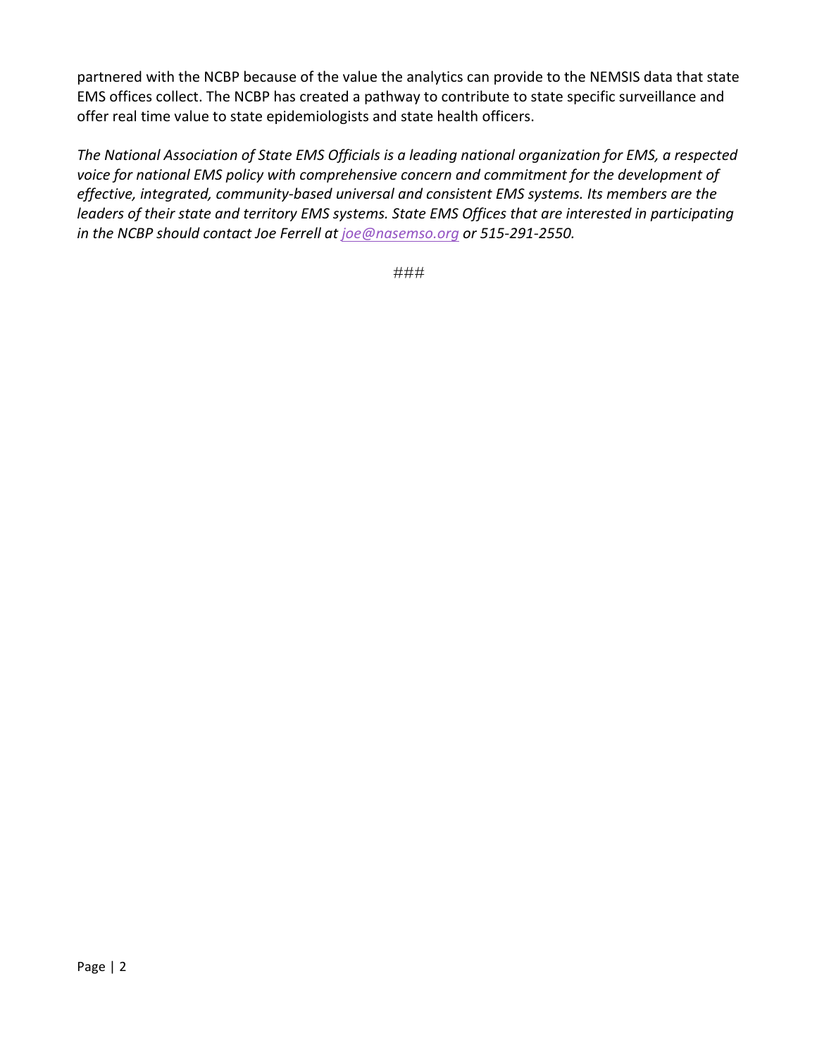partnered with the NCBP because of the value the analytics can provide to the NEMSIS data that state EMS offices collect. The NCBP has created a pathway to contribute to state specific surveillance and offer real time value to state epidemiologists and state health officers.

*The National Association of State EMS Officials is a leading national organization for EMS, a respected voice for national EMS policy with comprehensive concern and commitment for the development of effective, integrated, community-based universal and consistent EMS systems. Its members are the leaders of their state and territory EMS systems. State EMS Offices that are interested in participating in the NCBP should contact Joe Ferrell at joe@nasemso.org or 515-291-2550.*

###